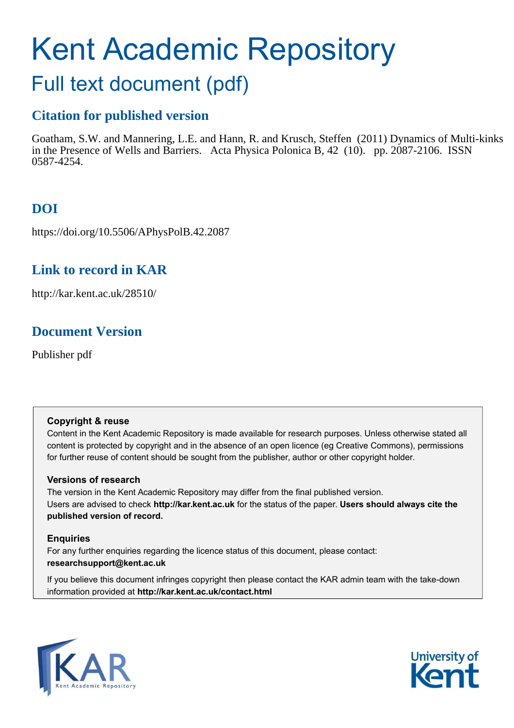# Kent Academic Repository

## Full text document (pdf)

### Citation for published version

Goatham, S.W. and Mannering, L.E. and Hann, R. and Krusch, Steffen (2011) Dynamics of Multi-kinks in the Presence of Wells and Barriers. Acta Physica Polonica B, 42 (10). pp. 2087-2106. ISSN 0587-4254.

### DOI

https://doi.org/10.5506/APhysPolB.42.2087

### Link to record in KAR

http://kar.kent.ac.uk/28510/

### Document Version

Publisher pdf

**Copyright & reuse**

Content in the Kent Academic Repository is made available for research purposes. Unless otherwise stated all content is protected by copyright and in the absence of an open licence (eg Creative Commons), permissions for further reuse of content should be sought from the publisher, author or other copyright holder.

**Versions of research**

The version in the Kent Academic Repository may differ from the final published version. Users are advised to check **http://kar.kent.ac.uk** for the status of the paper. **Users should always cite the published version of record.**

**Enquiries**

For any further enquiries regarding the licence status of this document, please contact: **researchsupport@kent.ac.uk**

If you believe this document infringes copyright then please contact the KAR admin team with the take-down information provided at **http://kar.kent.ac.uk/contact.html**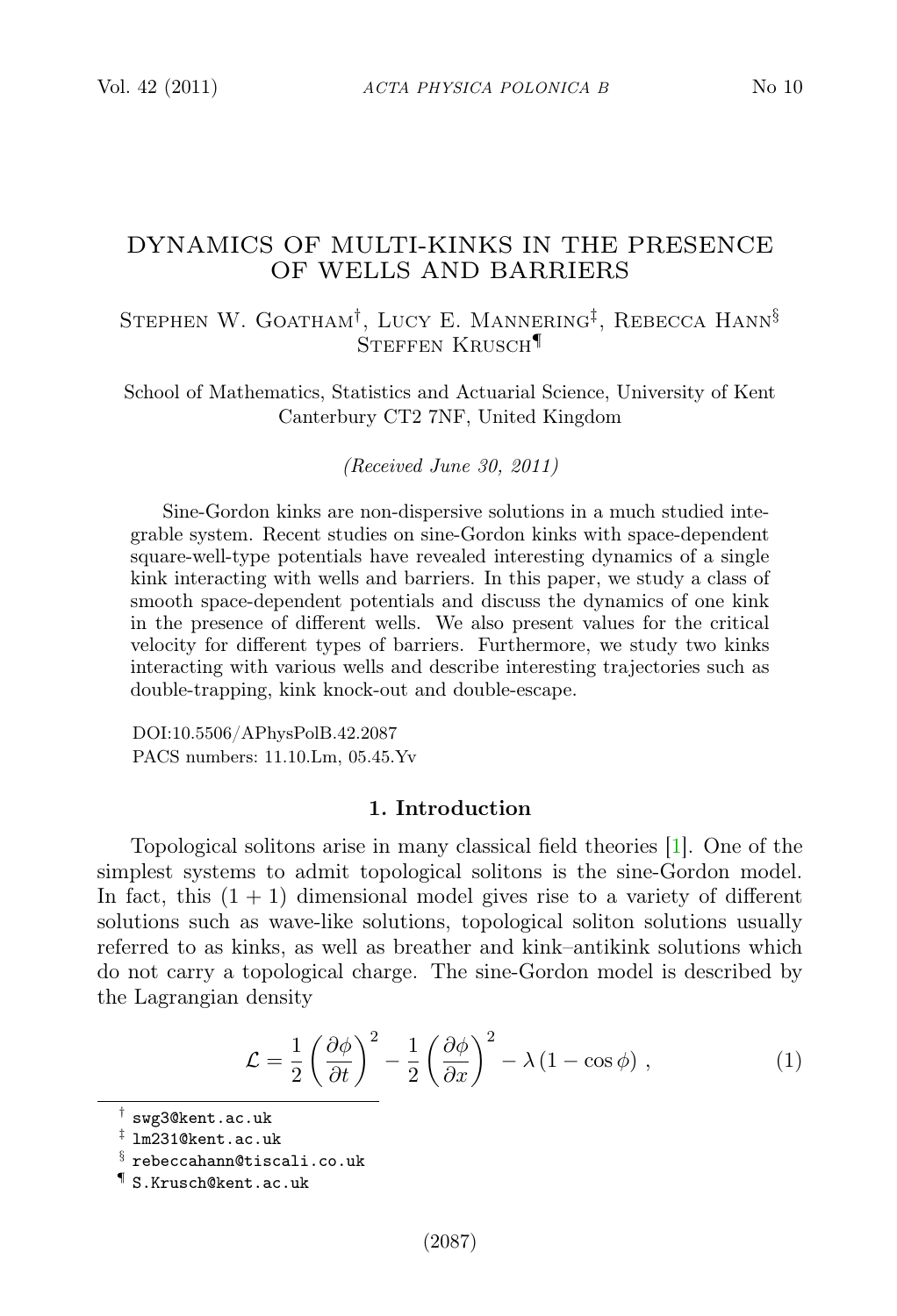# DYNAMICS OF MULTI-KINKS IN THE PRESENCE OF WELLS AND BARRIERS

Stephen W. Goatham[†], Lucy E. Mannering[‡], Rebecca Hann[§] Steffen Krusch[¶]

School of Mathematics, Statistics and Actuarial Science, University of Kent Canterbury CT2 7NF, United Kingdom

*(Received June 30, 2011)*

Sine-Gordon kinks are non-dispersive solutions in a much studied integrable system. Recent studies on sine-Gordon kinks with space-dependent square-well-type potentials have revealed interesting dynamics of a single kink interacting with wells and barriers. In this paper, we study a class of smooth space-dependent potentials and discuss the dynamics of one kink in the presence of different wells. We also present values for the critical velocity for different types of barriers. Furthermore, we study two kinks interacting with various wells and describe interesting trajectories such as double-trapping, kink knock-out and double-escape.

DOI:10.5506/APhysPolB.42.2087

PACS numbers: 11.10.Lm, 05.45.Yv

## 1. Introduction

Topological solitons arise in many classical field theories [1]. One of the simplest systems to admit topological solitons is the sine-Gordon model. In fact, this $(1+1)$ dimensional model gives rise to a variety of different solutions such as wave-like solutions, topological soliton solutions usually referred to as kinks, as well as breather and kink–antikink solutions which do not carry a topological charge. The sine-Gordon model is described by the Lagrangian density

$$\mathcal{L} = \frac{1}{2}\left(\frac{\partial \phi}{\partial t}\right)^2 - \frac{1}{2}\left(\frac{\partial \phi}{\partial x}\right)^2 - \lambda\left(1-\cos\phi\right), \tag{1}$$

[†] swg3@kent.ac.uk

[‡] lm231@kent.ac.uk

[§] rebeccahann@tiscali.co.uk

[¶] S.Krusch@kent.ac.uk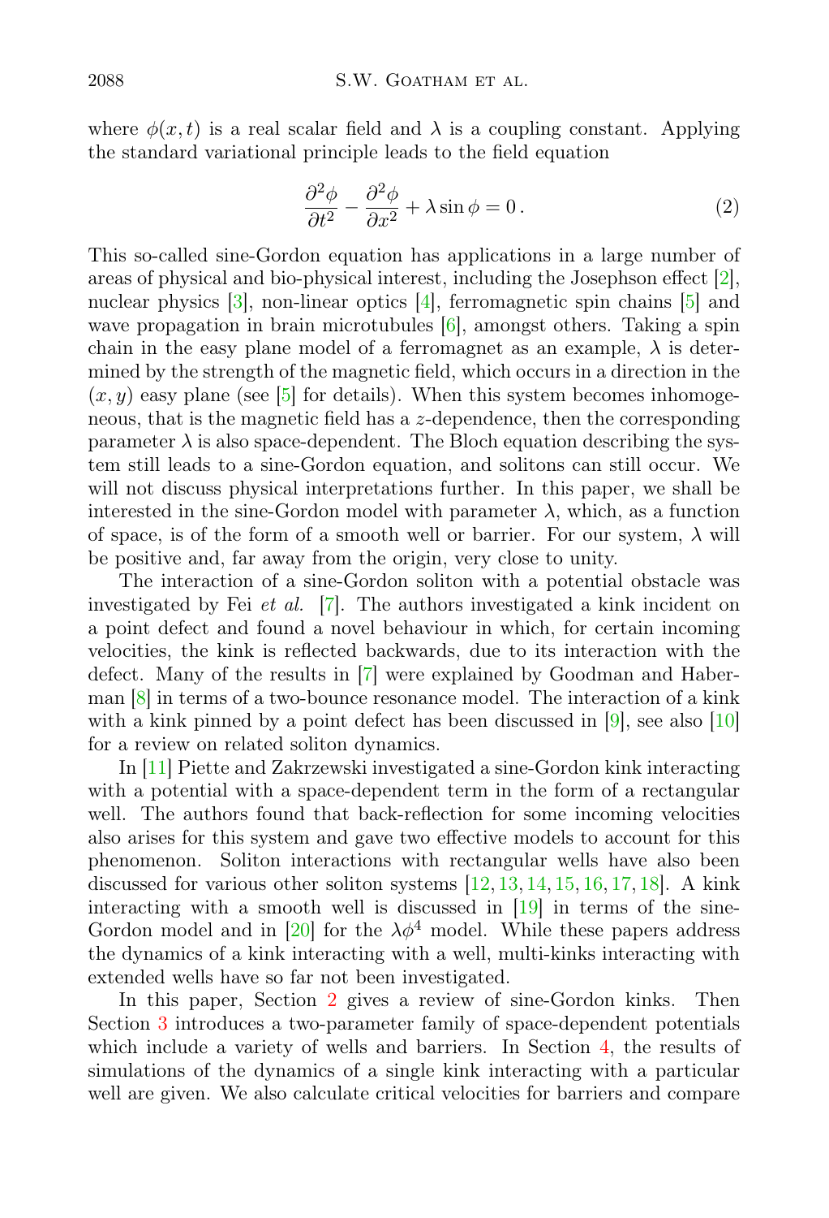where $\phi(x,t)$ is a real scalar field and $\lambda$ is a coupling constant. Applying the standard variational principle leads to the field equation

$$\frac{\partial^2 \phi}{\partial t^2} - \frac{\partial^2 \phi}{\partial x^2} + \lambda \sin \phi = 0\,. \tag{2}$$

This so-called sine-Gordon equation has applications in a large number of areas of physical and bio-physical interest, including the Josephson effect [2], nuclear physics [3], non-linear optics [4], ferromagnetic spin chains [5] and wave propagation in brain microtubules [6], amongst others. Taking a spin chain in the easy plane model of a ferromagnet as an example, $\lambda$ is determined by the strength of the magnetic field, which occurs in a direction in the $(x,y)$ easy plane (see [5] for details). When this system becomes inhomogeneous, that is the magnetic field has a $z$-dependence, then the corresponding parameter $\lambda$ is also space-dependent. The Bloch equation describing the system still leads to a sine-Gordon equation, and solitons can still occur. We will not discuss physical interpretations further. In this paper, we shall be interested in the sine-Gordon model with parameter $\lambda$, which, as a function of space, is of the form of a smooth well or barrier. For our system, $\lambda$ will be positive and, far away from the origin, very close to unity.

The interaction of a sine-Gordon soliton with a potential obstacle was investigated by Fei *et al.* [7]. The authors investigated a kink incident on a point defect and found a novel behaviour in which, for certain incoming velocities, the kink is reflected backwards, due to its interaction with the defect. Many of the results in [7] were explained by Goodman and Haberman [8] in terms of a two-bounce resonance model. The interaction of a kink with a kink pinned by a point defect has been discussed in [9], see also [10] for a review on related soliton dynamics.

In [11] Piette and Zakrzewski investigated a sine-Gordon kink interacting with a potential with a space-dependent term in the form of a rectangular well. The authors found that back-reflection for some incoming velocities also arises for this system and gave two effective models to account for this phenomenon. Soliton interactions with rectangular wells have also been discussed for various other soliton systems [12, 13, 14, 15, 16, 17, 18]. A kink interacting with a smooth well is discussed in [19] in terms of the sine-Gordon model and in [20] for the $\lambda\phi^4$ model. While these papers address the dynamics of a kink interacting with a well, multi-kinks interacting with extended wells have so far not been investigated.

In this paper, Section 2 gives a review of sine-Gordon kinks. Then Section 3 introduces a two-parameter family of space-dependent potentials which include a variety of wells and barriers. In Section 4, the results of simulations of the dynamics of a single kink interacting with a particular well are given. We also calculate critical velocities for barriers and compare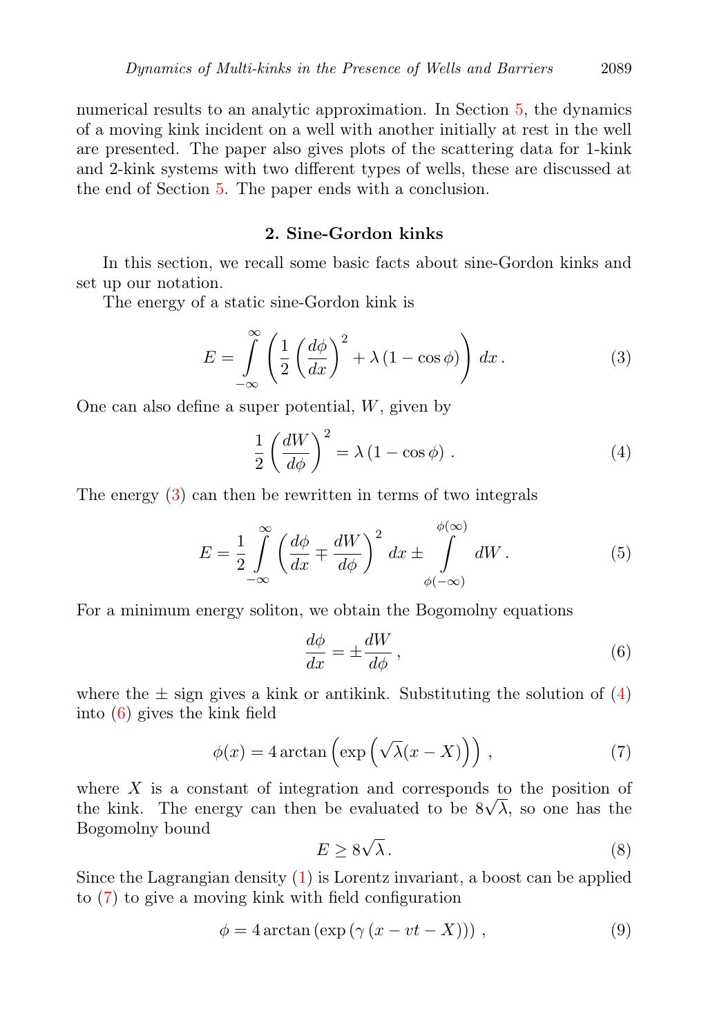numerical results to an analytic approximation. In Section 5, the dynamics of a moving kink incident on a well with another initially at rest in the well are presented. The paper also gives plots of the scattering data for 1-kink and 2-kink systems with two different types of wells, these are discussed at the end of Section 5. The paper ends with a conclusion.

## 2. Sine-Gordon kinks

In this section, we recall some basic facts about sine-Gordon kinks and set up our notation.

The energy of a static sine-Gordon kink is

$$E = \int_{-\infty}^{\infty} \left( \frac{1}{2} \left( \frac{d\phi}{dx} \right)^2 + \lambda \left(1 - \cos\phi\right) \right) dx \,. \tag{3}$$

One can also define a super potential, $W$, given by

$$\frac{1}{2} \left( \frac{dW}{d\phi} \right)^2 = \lambda \left(1 - \cos\phi\right) \,. \tag{4}$$

The energy (3) can then be rewritten in terms of two integrals

$$E = \frac{1}{2} \int_{-\infty}^{\infty} \left( \frac{d\phi}{dx} \mp \frac{dW}{d\phi} \right)^2 dx \pm \int_{\phi(-\infty)}^{\phi(\infty)} dW \,. \tag{5}$$

For a minimum energy soliton, we obtain the Bogomolny equations

$$\frac{d\phi}{dx} = \pm \frac{dW}{d\phi} \,, \tag{6}$$

where the $\pm$ sign gives a kink or antikink. Substituting the solution of (4) into (6) gives the kink field

$$\phi(x) = 4 \arctan \left( \exp \left( \sqrt{\lambda}(x - X) \right) \right) \,, \tag{7}$$

where $X$ is a constant of integration and corresponds to the position of the kink. The energy can then be evaluated to be $8\sqrt{\lambda}$, so one has the Bogomolny bound

$$E \geq 8\sqrt{\lambda} \,. \tag{8}$$

Since the Lagrangian density (1) is Lorentz invariant, a boost can be applied to (7) to give a moving kink with field configuration

$$\phi = 4 \arctan \left( \exp \left( \gamma \left( x - vt - X \right) \right) \right) \,, \tag{9}$$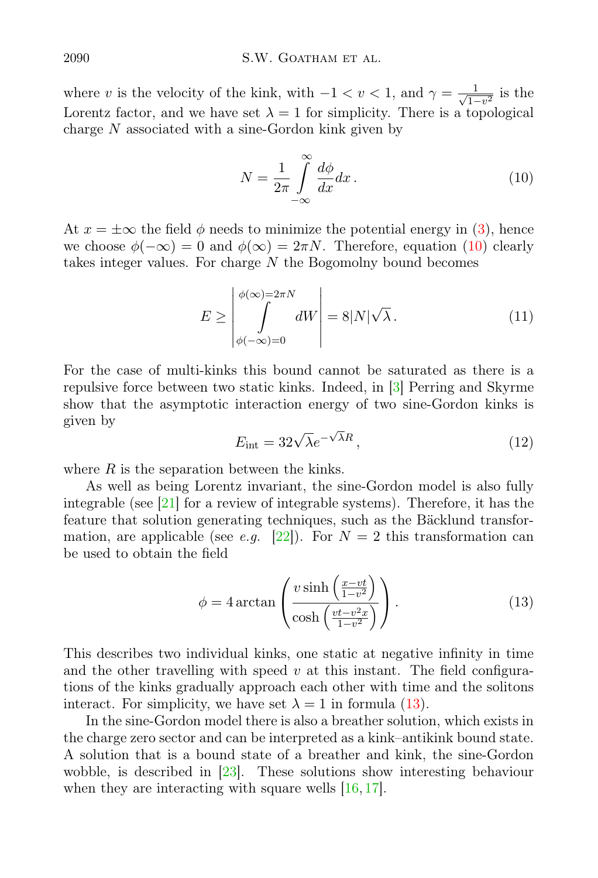where $v$ is the velocity of the kink, with $-1 < v < 1$, and $\gamma = \frac{1}{\sqrt{1-v^2}}$ is the Lorentz factor, and we have set $\lambda = 1$ for simplicity. There is a topological charge $N$ associated with a sine-Gordon kink given by

$$N = \frac{1}{2\pi} \int\limits_{-\infty}^{\infty} \frac{d\phi}{dx} dx \,. \tag{10}$$

At $x = \pm\infty$ the field $\phi$ needs to minimize the potential energy in (3), hence we choose $\phi(-\infty) = 0$ and $\phi(\infty) = 2\pi N$. Therefore, equation (10) clearly takes integer values. For charge $N$ the Bogomolny bound becomes

$$E \geq \left| \int\limits_{\phi(-\infty)=0}^{\phi(\infty)=2\pi N} dW \right| = 8|N|\sqrt{\lambda} \,. \tag{11}$$

For the case of multi-kinks this bound cannot be saturated as there is a repulsive force between two static kinks. Indeed, in [3] Perring and Skyrme show that the asymptotic interaction energy of two sine-Gordon kinks is given by

$$E_{\rm int} = 32\sqrt{\lambda} e^{-\sqrt{\lambda}R} \,, \tag{12}$$

where $R$ is the separation between the kinks.

As well as being Lorentz invariant, the sine-Gordon model is also fully integrable (see [21] for a review of integrable systems). Therefore, it has the feature that solution generating techniques, such as the Bäcklund transformation, are applicable (see *e.g.* [22]). For $N = 2$ this transformation can be used to obtain the field

$$\phi = 4 \arctan \left( \frac{v \sinh\left(\frac{x-vt}{1-v^2}\right)}{\cosh\left(\frac{vt-v^2x}{1-v^2}\right)} \right) . \tag{13}$$

This describes two individual kinks, one static at negative infinity in time and the other travelling with speed $v$ at this instant. The field configurations of the kinks gradually approach each other with time and the solitons interact. For simplicity, we have set $\lambda = 1$ in formula (13).

In the sine-Gordon model there is also a breather solution, which exists in the charge zero sector and can be interpreted as a kink–antikink bound state. A solution that is a bound state of a breather and kink, the sine-Gordon wobble, is described in [23]. These solutions show interesting behaviour when they are interacting with square wells [16, 17].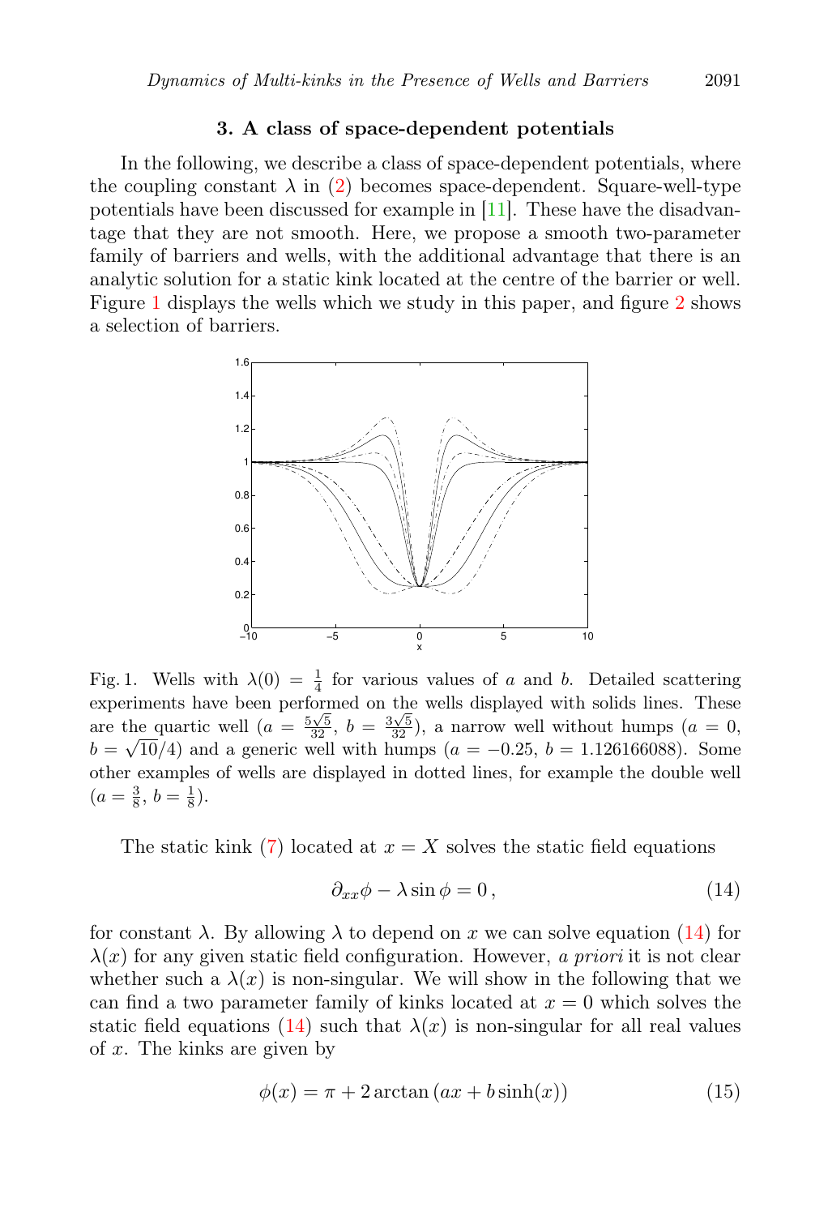## 3. A class of space-dependent potentials

In the following, we describe a class of space-dependent potentials, where the coupling constant $\lambda$ in (2) becomes space-dependent. Square-well-type potentials have been discussed for example in [11]. These have the disadvantage that they are not smooth. Here, we propose a smooth two-parameter family of barriers and wells, with the additional advantage that there is an analytic solution for a static kink located at the centre of the barrier or well. Figure 1 displays the wells which we study in this paper, and figure 2 shows a selection of barriers.

Fig. 1. Wells with $\lambda(0) = \frac{1}{4}$ for various values of $a$ and $b$. Detailed scattering experiments have been performed on the wells displayed with solids lines. These are the quartic well ($a = \frac{5\sqrt{5}}{32}$, $b = \frac{3\sqrt{5}}{32}$), a narrow well without humps ($a = 0$, $b = \sqrt{10}/4$) and a generic well with humps ($a = -0.25$, $b = 1.126166088$). Some other examples of wells are displayed in dotted lines, for example the double well ($a = \frac{3}{8}$, $b = \frac{1}{8}$).

The static kink (7) located at $x = X$ solves the static field equations

$$\partial_{xx}\phi - \lambda \sin \phi = 0\,, \tag{14}$$

for constant $\lambda$. By allowing $\lambda$ to depend on $x$ we can solve equation (14) for $\lambda(x)$ for any given static field configuration. However, *a priori* it is not clear whether such a $\lambda(x)$ is non-singular. We will show in the following that we can find a two parameter family of kinks located at $x = 0$ which solves the static field equations (14) such that $\lambda(x)$ is non-singular for all real values of $x$. The kinks are given by

$$\phi(x) = \pi + 2 \arctan \left(ax + b \sinh(x)\right) \tag{15}$$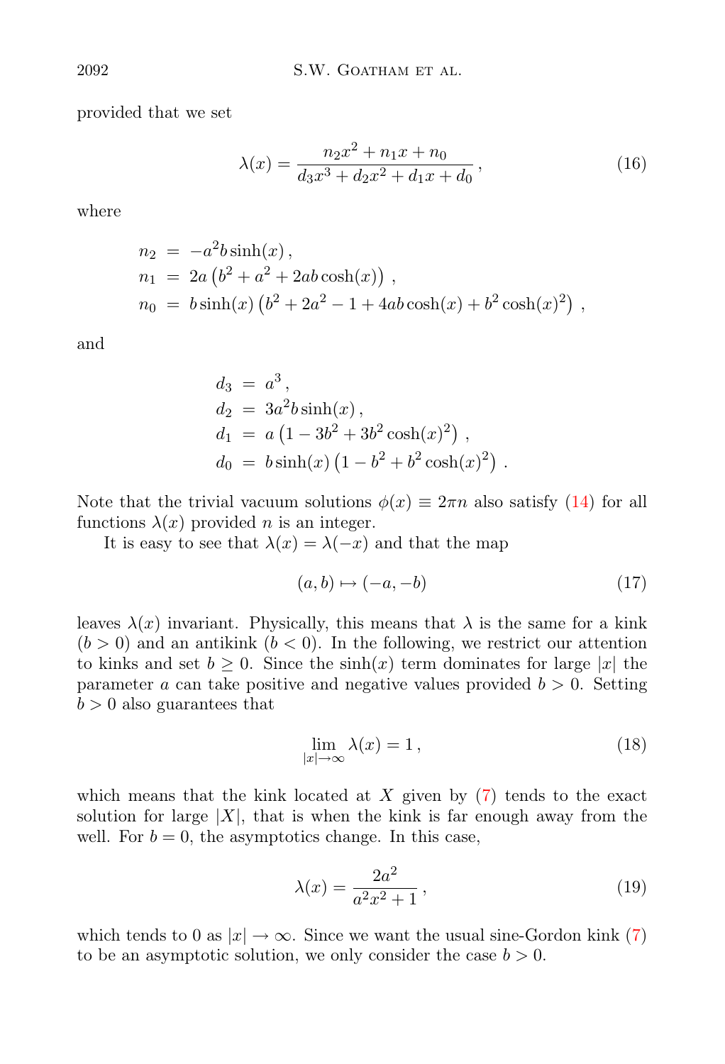provided that we set

$$\lambda(x) = \frac{n_2 x^2 + n_1 x + n_0}{d_3 x^3 + d_2 x^2 + d_1 x + d_0}\,, \tag{16}$$

where

$$\begin{aligned}
n_2 &= -a^2 b \sinh(x)\,, \\
n_1 &= 2a\left(b^2 + a^2 + 2ab\cosh(x)\right)\,, \\
n_0 &= b\sinh(x)\left(b^2 + 2a^2 - 1 + 4ab\cosh(x) + b^2\cosh(x)^2\right)\,,
\end{aligned}$$

and

$$\begin{aligned}
d_3 &= a^3\,, \\
d_2 &= 3a^2 b\sinh(x)\,, \\
d_1 &= a\left(1 - 3b^2 + 3b^2\cosh(x)^2\right)\,, \\
d_0 &= b\sinh(x)\left(1 - b^2 + b^2\cosh(x)^2\right)\,.
\end{aligned}$$

Note that the trivial vacuum solutions $\phi(x) \equiv 2\pi n$ also satisfy (14) for all functions $\lambda(x)$ provided $n$ is an integer.

It is easy to see that $\lambda(x) = \lambda(-x)$ and that the map

$$(a, b) \mapsto (-a, -b) \tag{17}$$

leaves $\lambda(x)$ invariant. Physically, this means that $\lambda$ is the same for a kink ($b > 0$) and an antikink ($b < 0$). In the following, we restrict our attention to kinks and set $b \geq 0$. Since the $\sinh(x)$ term dominates for large $|x|$ the parameter $a$ can take positive and negative values provided $b > 0$. Setting $b > 0$ also guarantees that

$$\lim_{|x|\to\infty} \lambda(x) = 1\,, \tag{18}$$

which means that the kink located at $X$ given by (7) tends to the exact solution for large $|X|$, that is when the kink is far enough away from the well. For $b = 0$, the asymptotics change. In this case,

$$\lambda(x) = \frac{2a^2}{a^2 x^2 + 1}\,, \tag{19}$$

which tends to 0 as $|x| \to \infty$. Since we want the usual sine-Gordon kink (7) to be an asymptotic solution, we only consider the case $b > 0$.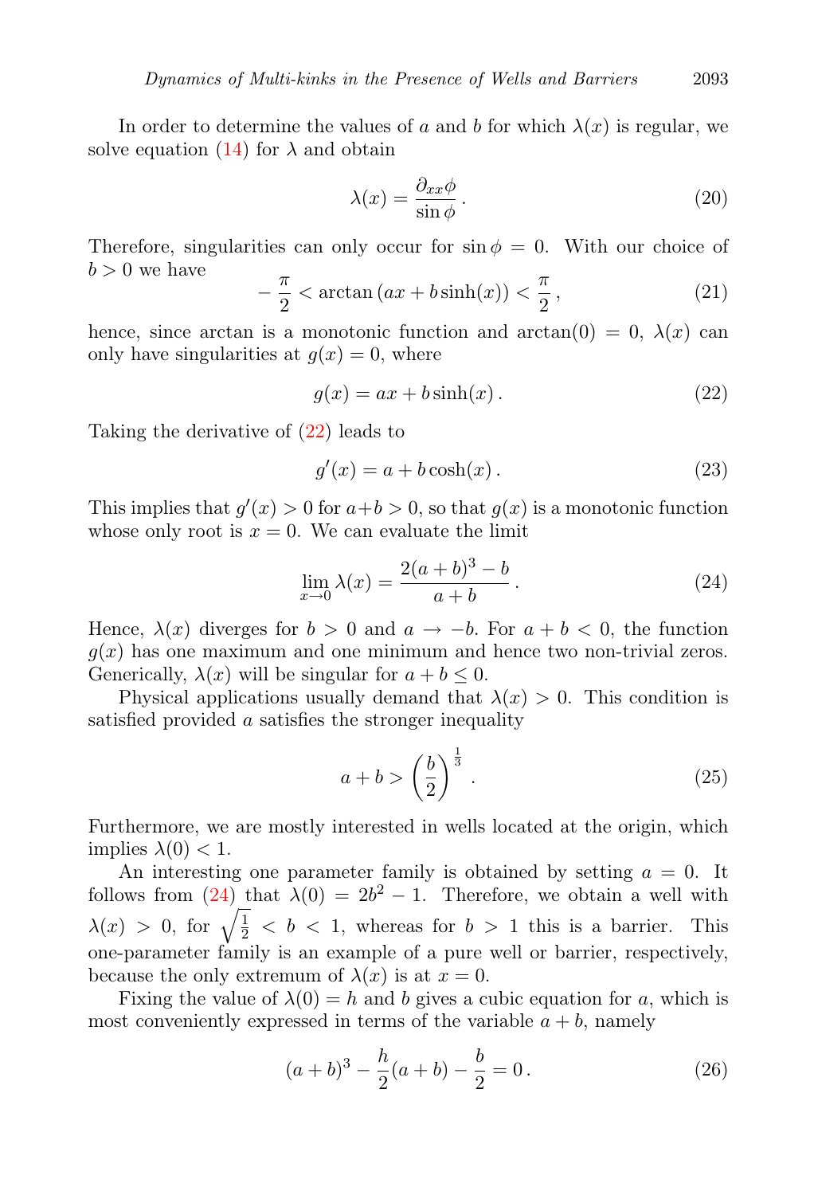In order to determine the values of $a$ and $b$ for which $\lambda(x)$ is regular, we solve equation (14) for $\lambda$ and obtain

$$\lambda(x) = \frac{\partial_{xx}\phi}{\sin\phi}\,. \tag{20}$$

Therefore, singularities can only occur for $\sin\phi = 0$. With our choice of $b > 0$ we have

$$-\frac{\pi}{2} < \arctan\left(ax + b\sinh(x)\right) < \frac{\pi}{2}\,, \tag{21}$$

hence, since arctan is a monotonic function and $\arctan(0) = 0$, $\lambda(x)$ can only have singularities at $g(x) = 0$, where

$$g(x) = ax + b\sinh(x)\,. \tag{22}$$

Taking the derivative of (22) leads to

$$g'(x) = a + b\cosh(x)\,. \tag{23}$$

This implies that $g'(x) > 0$ for $a+b > 0$, so that $g(x)$ is a monotonic function whose only root is $x = 0$. We can evaluate the limit

$$\lim_{x\to 0}\lambda(x) = \frac{2(a+b)^3 - b}{a+b}\,. \tag{24}$$

Hence, $\lambda(x)$ diverges for $b > 0$ and $a \to -b$. For $a + b < 0$, the function $g(x)$ has one maximum and one minimum and hence two non-trivial zeros. Generically, $\lambda(x)$ will be singular for $a + b \leq 0$.

Physical applications usually demand that $\lambda(x) > 0$. This condition is satisfied provided $a$ satisfies the stronger inequality

$$a + b > \left(\frac{b}{2}\right)^{\frac{1}{3}}\,. \tag{25}$$

Furthermore, we are mostly interested in wells located at the origin, which implies $\lambda(0) < 1$.

An interesting one parameter family is obtained by setting $a = 0$. It follows from (24) that $\lambda(0) = 2b^2 - 1$. Therefore, we obtain a well with $\lambda(x) > 0$, for $\sqrt{\frac{1}{2}} < b < 1$, whereas for $b > 1$ this is a barrier. This one-parameter family is an example of a pure well or barrier, respectively, because the only extremum of $\lambda(x)$ is at $x = 0$.

Fixing the value of $\lambda(0) = h$ and $b$ gives a cubic equation for $a$, which is most conveniently expressed in terms of the variable $a + b$, namely

$$(a+b)^3 - \frac{h}{2}(a+b) - \frac{b}{2} = 0\,. \tag{26}$$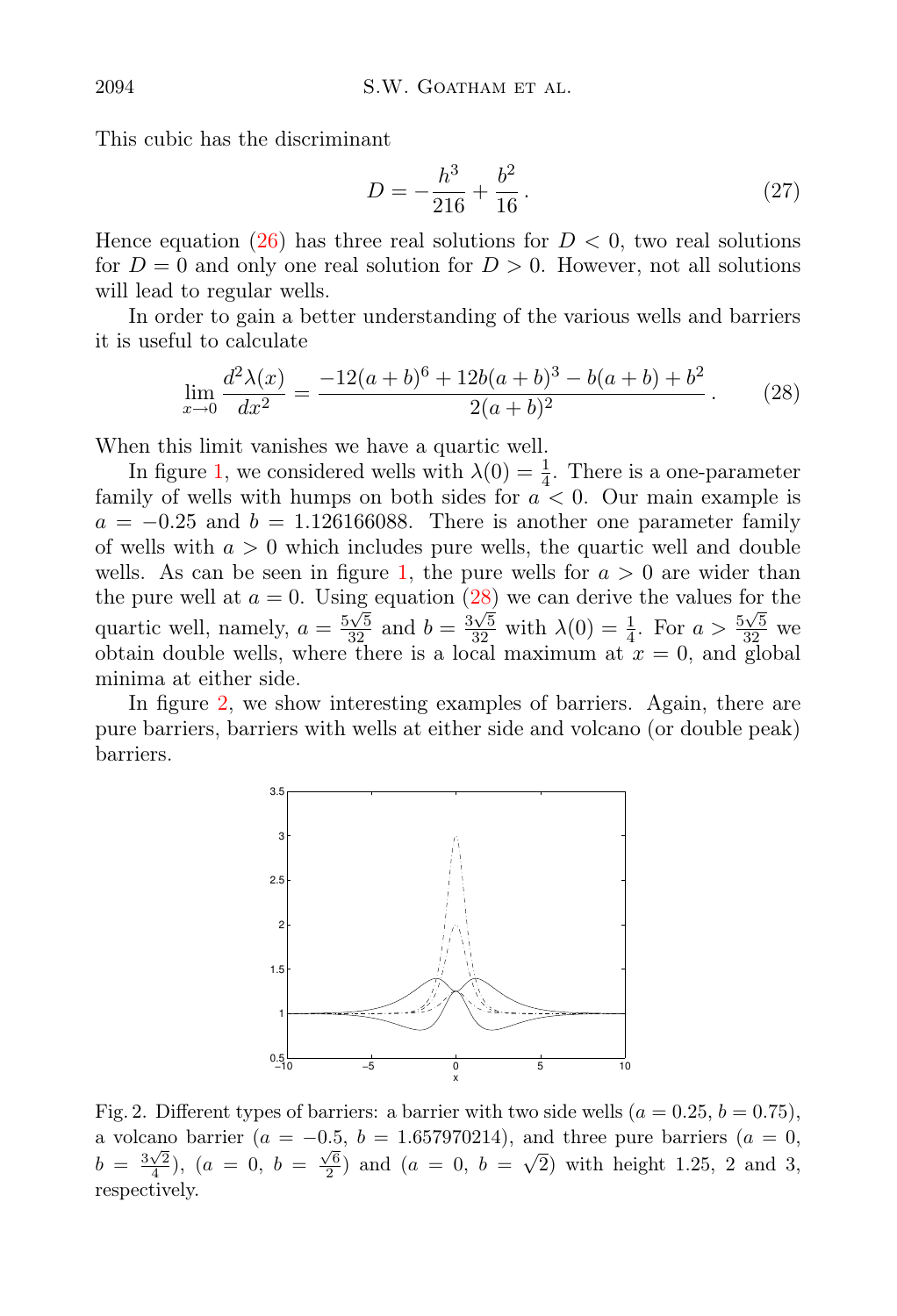This cubic has the discriminant

$$D = -\frac{h^3}{216} + \frac{b^2}{16}\,. \tag{27}$$

Hence equation (26) has three real solutions for $D < 0$, two real solutions for $D = 0$ and only one real solution for $D > 0$. However, not all solutions will lead to regular wells.

In order to gain a better understanding of the various wells and barriers it is useful to calculate

$$\lim_{x\to 0} \frac{d^2\lambda(x)}{dx^2} = \frac{-12(a+b)^6 + 12b(a+b)^3 - b(a+b) + b^2}{2(a+b)^2}\,. \tag{28}$$

When this limit vanishes we have a quartic well.

In figure 1, we considered wells with $\lambda(0) = \frac{1}{4}$. There is a one-parameter family of wells with humps on both sides for $a < 0$. Our main example is $a = -0.25$ and $b = 1.126166088$. There is another one parameter family of wells with $a > 0$ which includes pure wells, the quartic well and double wells. As can be seen in figure 1, the pure wells for $a > 0$ are wider than the pure well at $a = 0$. Using equation (28) we can derive the values for the quartic well, namely, $a = \frac{5\sqrt{5}}{32}$ and $b = \frac{3\sqrt{5}}{32}$ with $\lambda(0) = \frac{1}{4}$. For $a > \frac{5\sqrt{5}}{32}$ we obtain double wells, where there is a local maximum at $x = 0$, and global minima at either side.

In figure 2, we show interesting examples of barriers. Again, there are pure barriers, barriers with wells at either side and volcano (or double peak) barriers.

Fig. 2. Different types of barriers: a barrier with two side wells ($a = 0.25$, $b = 0.75$), a volcano barrier ($a = -0.5$, $b = 1.657970214$), and three pure barriers ($a = 0$, $b = \frac{3\sqrt{2}}{4}$), ($a = 0$, $b = \frac{\sqrt{6}}{2}$) and ($a = 0$, $b = \sqrt{2}$) with height 1.25, 2 and 3, respectively.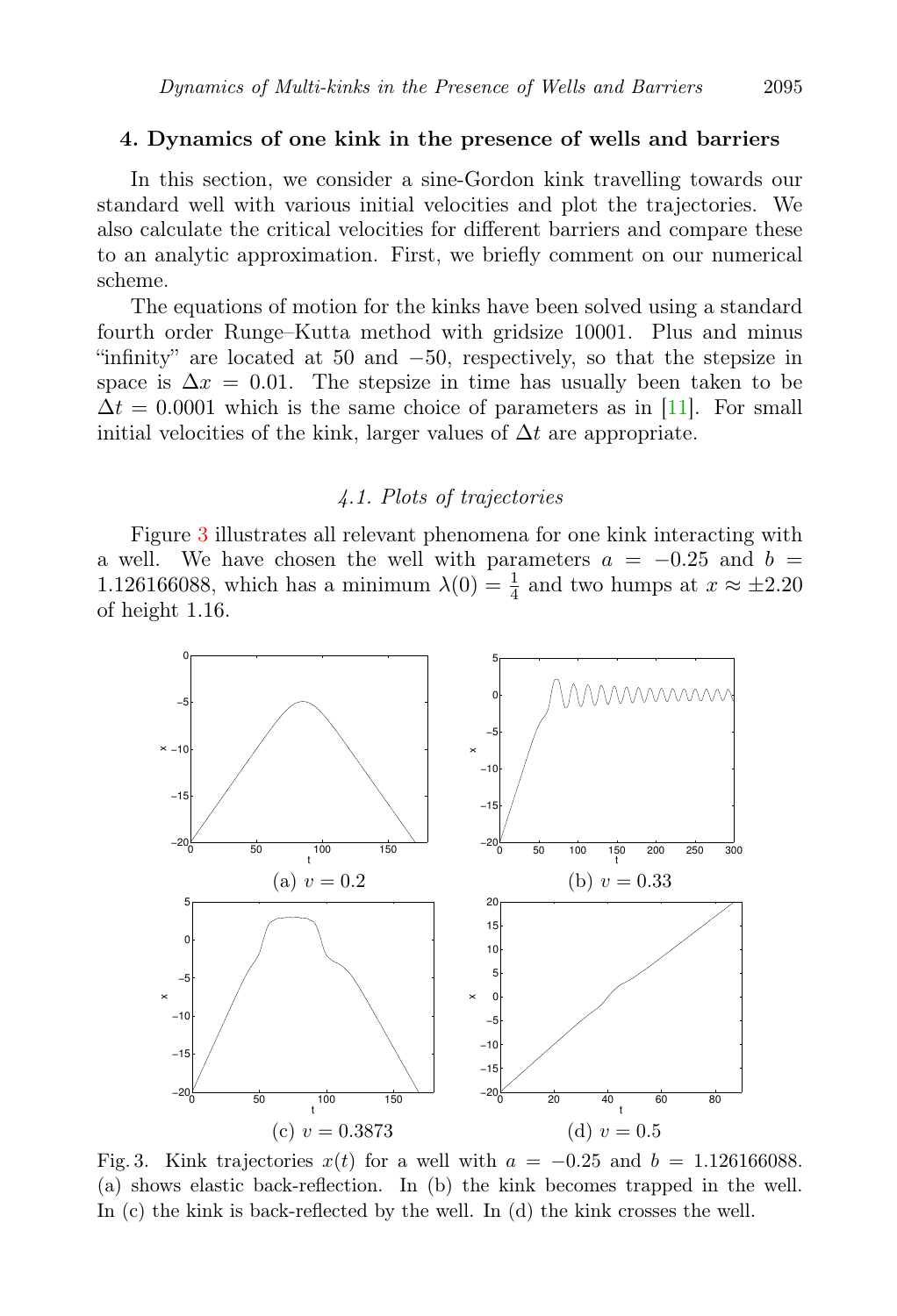## 4. Dynamics of one kink in the presence of wells and barriers

In this section, we consider a sine-Gordon kink travelling towards our standard well with various initial velocities and plot the trajectories. We also calculate the critical velocities for different barriers and compare these to an analytic approximation. First, we briefly comment on our numerical scheme.

The equations of motion for the kinks have been solved using a standard fourth order Runge–Kutta method with gridsize 10001. Plus and minus "infinity" are located at 50 and $-50$, respectively, so that the stepsize in space is $\Delta x = 0.01$. The stepsize in time has usually been taken to be $\Delta t = 0.0001$ which is the same choice of parameters as in [11]. For small initial velocities of the kink, larger values of $\Delta t$ are appropriate.

### 4.1. Plots of trajectories

Figure 3 illustrates all relevant phenomena for one kink interacting with a well. We have chosen the well with parameters $a = -0.25$ and $b = 1.126166088$, which has a minimum $\lambda(0) = \frac{1}{4}$ and two humps at $x \approx \pm 2.20$ of height 1.16.

(a) $v = 0.2$

(b) $v = 0.33$

(c) $v = 0.3873$

(d) $v = 0.5$

Fig. 3. Kink trajectories $x(t)$ for a well with $a = -0.25$ and $b = 1.126166088$. (a) shows elastic back-reflection. In (b) the kink becomes trapped in the well. In (c) the kink is back-reflected by the well. In (d) the kink crosses the well.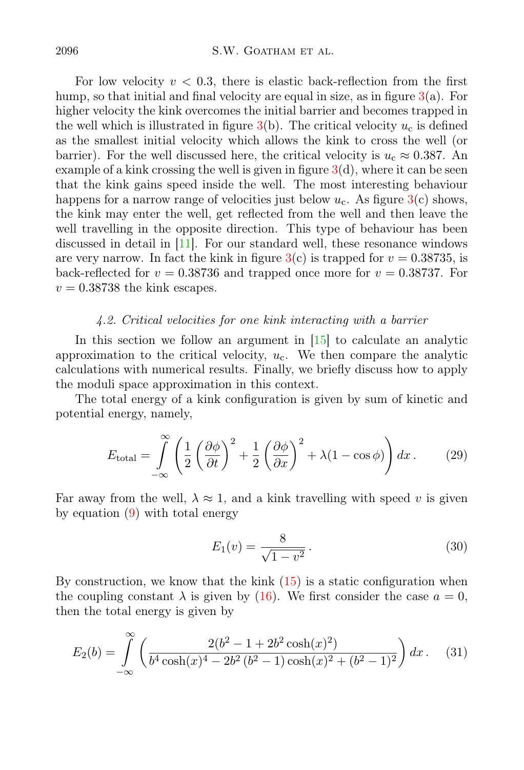For low velocity $v < 0.3$, there is elastic back-reflection from the first hump, so that initial and final velocity are equal in size, as in figure 3(a). For higher velocity the kink overcomes the initial barrier and becomes trapped in the well which is illustrated in figure 3(b). The critical velocity $u_c$ is defined as the smallest initial velocity which allows the kink to cross the well (or barrier). For the well discussed here, the critical velocity is $u_c \approx 0.387$. An example of a kink crossing the well is given in figure 3(d), where it can be seen that the kink gains speed inside the well. The most interesting behaviour happens for a narrow range of velocities just below $u_c$. As figure 3(c) shows, the kink may enter the well, get reflected from the well and then leave the well travelling in the opposite direction. This type of behaviour has been discussed in detail in [11]. For our standard well, these resonance windows are very narrow. In fact the kink in figure 3(c) is trapped for $v = 0.38735$, is back-reflected for $v = 0.38736$ and trapped once more for $v = 0.38737$. For $v = 0.38738$ the kink escapes.

### *4.2. Critical velocities for one kink interacting with a barrier*

In this section we follow an argument in [15] to calculate an analytic approximation to the critical velocity, $u_c$. We then compare the analytic calculations with numerical results. Finally, we briefly discuss how to apply the moduli space approximation in this context.

The total energy of a kink configuration is given by sum of kinetic and potential energy, namely,

$$E_{\text{total}} = \int\limits_{-\infty}^{\infty} \left( \frac{1}{2}\left(\frac{\partial \phi}{\partial t}\right)^2 + \frac{1}{2}\left(\frac{\partial \phi}{\partial x}\right)^2 + \lambda(1 - \cos\phi) \right) dx\,. \tag{29}$$

Far away from the well, $\lambda \approx 1$, and a kink travelling with speed $v$ is given by equation (9) with total energy

$$E_1(v) = \frac{8}{\sqrt{1 - v^2}}\,. \tag{30}$$

By construction, we know that the kink (15) is a static configuration when the coupling constant $\lambda$ is given by (16). We first consider the case $a = 0$, then the total energy is given by

$$E_2(b) = \int\limits_{-\infty}^{\infty} \left( \frac{2(b^2 - 1 + 2b^2\cosh(x)^2)}{b^4\cosh(x)^4 - 2b^2\left(b^2 - 1\right)\cosh(x)^2 + \left(b^2 - 1\right)^2} \right) dx\,. \tag{31}$$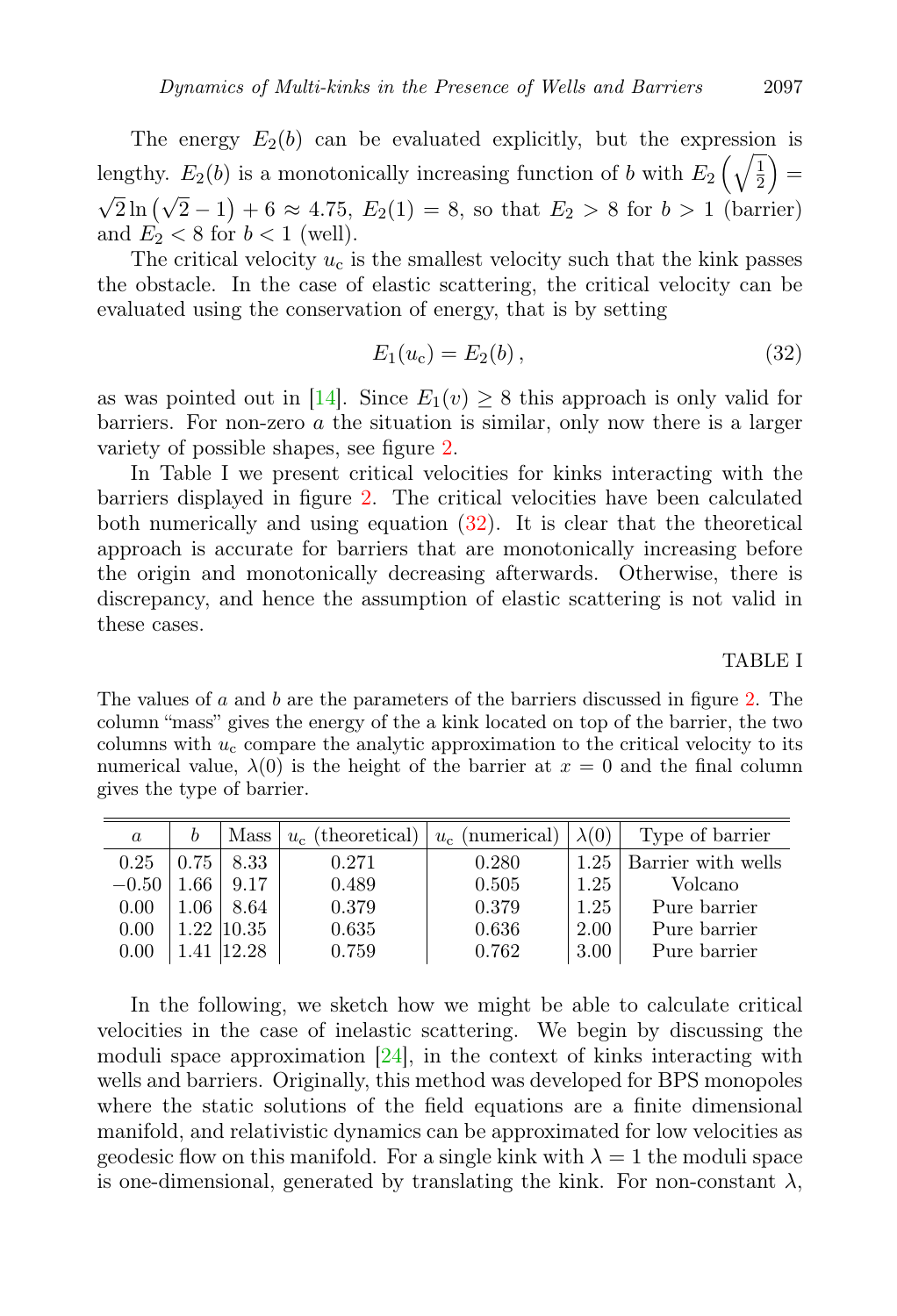The energy $E_2(b)$ can be evaluated explicitly, but the expression is lengthy. $E_2(b)$ is a monotonically increasing function of $b$ with $E_2\left(\sqrt{\frac{1}{2}}\right) = \sqrt{2}\ln\left(\sqrt{2}-1\right)+6 \approx 4.75$, $E_2(1) = 8$, so that $E_2 > 8$ for $b > 1$ (barrier) and $E_2 < 8$ for $b < 1$ (well).

The critical velocity $u_\mathrm{c}$ is the smallest velocity such that the kink passes the obstacle. In the case of elastic scattering, the critical velocity can be evaluated using the conservation of energy, that is by setting

$$E_1(u_\mathrm{c}) = E_2(b)\,, \tag{32}$$

as was pointed out in [14]. Since $E_1(v) \geq 8$ this approach is only valid for barriers. For non-zero $a$ the situation is similar, only now there is a larger variety of possible shapes, see figure 2.

In Table I we present critical velocities for kinks interacting with the barriers displayed in figure 2. The critical velocities have been calculated both numerically and using equation (32). It is clear that the theoretical approach is accurate for barriers that are monotonically increasing before the origin and monotonically decreasing afterwards. Otherwise, there is discrepancy, and hence the assumption of elastic scattering is not valid in these cases.

TABLE I

The values of $a$ and $b$ are the parameters of the barriers discussed in figure 2. The column "mass" gives the energy of the a kink located on top of the barrier, the two columns with $u_\mathrm{c}$ compare the analytic approximation to the critical velocity to its numerical value, $\lambda(0)$ is the height of the barrier at $x = 0$ and the final column gives the type of barrier.

| $a$ | $b$ | Mass | $u_\mathrm{c}$ (theoretical) | $u_\mathrm{c}$ (numerical) | $\lambda(0)$ | Type of barrier |
|---|---|---|---|---|---|---|
| 0.25 | 0.75 | 8.33 | 0.271 | 0.280 | 1.25 | Barrier with wells |
| −0.50 | 1.66 | 9.17 | 0.489 | 0.505 | 1.25 | Volcano |
| 0.00 | 1.06 | 8.64 | 0.379 | 0.379 | 1.25 | Pure barrier |
| 0.00 | 1.22 | 10.35 | 0.635 | 0.636 | 2.00 | Pure barrier |
| 0.00 | 1.41 | 12.28 | 0.759 | 0.762 | 3.00 | Pure barrier |

In the following, we sketch how we might be able to calculate critical velocities in the case of inelastic scattering. We begin by discussing the moduli space approximation [24], in the context of kinks interacting with wells and barriers. Originally, this method was developed for BPS monopoles where the static solutions of the field equations are a finite dimensional manifold, and relativistic dynamics can be approximated for low velocities as geodesic flow on this manifold. For a single kink with $\lambda = 1$ the moduli space is one-dimensional, generated by translating the kink. For non-constant $\lambda$,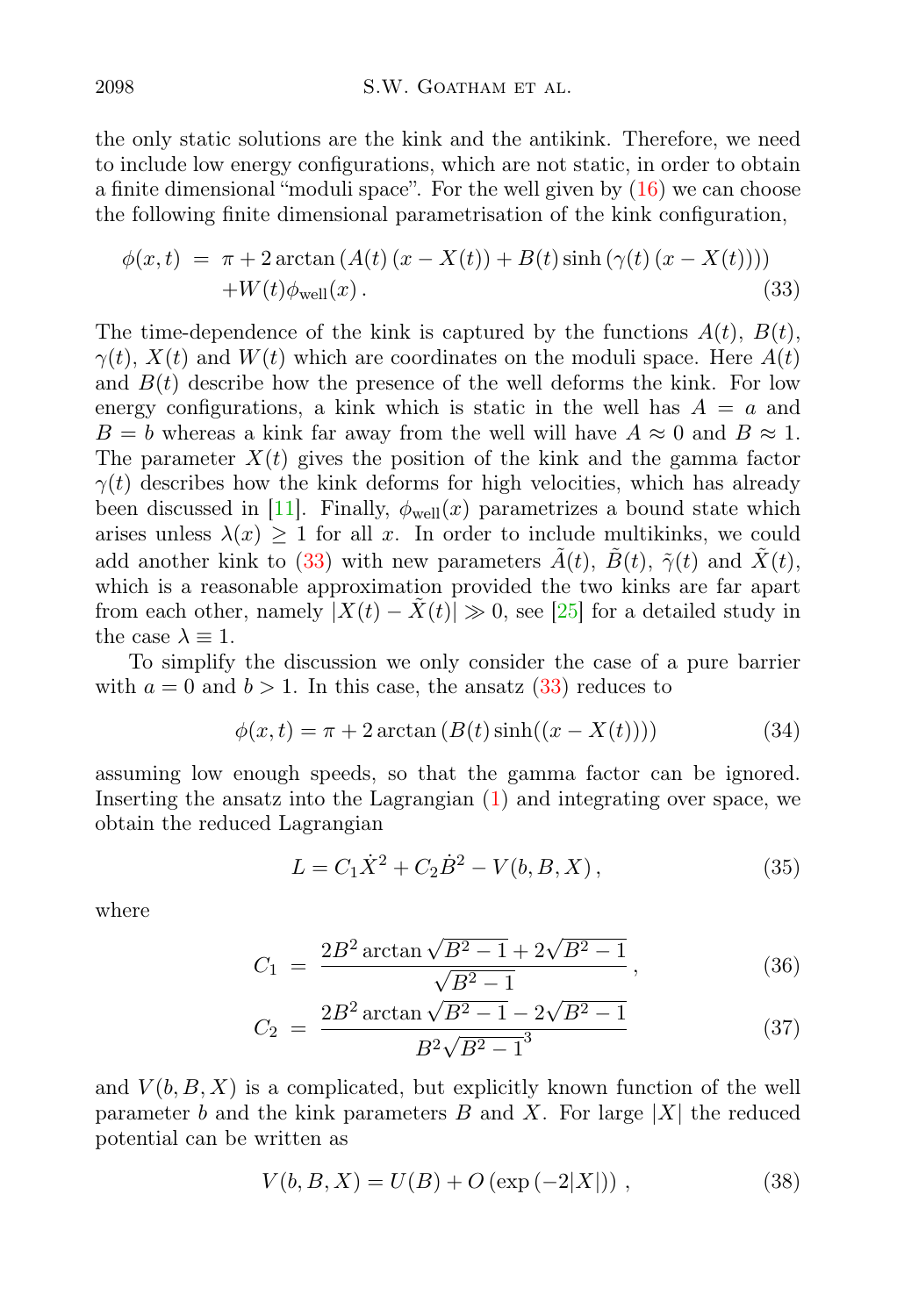the only static solutions are the kink and the antikink. Therefore, we need to include low energy configurations, which are not static, in order to obtain a finite dimensional "moduli space". For the well given by (16) we can choose the following finite dimensional parametrisation of the kink configuration,

$$\begin{aligned} \phi(x,t) &= \pi + 2\arctan\left(A(t)\left(x - X(t)\right) + B(t)\sinh\left(\gamma(t)\left(x - X(t)\right)\right)\right) \\ &\quad + W(t)\phi_{\mathrm{well}}(x)\,. \end{aligned} \tag{33}$$

The time-dependence of the kink is captured by the functions $A(t)$, $B(t)$, $\gamma(t)$, $X(t)$ and $W(t)$ which are coordinates on the moduli space. Here $A(t)$ and $B(t)$ describe how the presence of the well deforms the kink. For low energy configurations, a kink which is static in the well has $A = a$ and $B = b$ whereas a kink far away from the well will have $A \approx 0$ and $B \approx 1$. The parameter $X(t)$ gives the position of the kink and the gamma factor $\gamma(t)$ describes how the kink deforms for high velocities, which has already been discussed in [11]. Finally, $\phi_{\mathrm{well}}(x)$ parametrizes a bound state which arises unless $\lambda(x) \geq 1$ for all $x$. In order to include multikinks, we could add another kink to (33) with new parameters $\tilde{A}(t)$, $\tilde{B}(t)$, $\tilde{\gamma}(t)$ and $\tilde{X}(t)$, which is a reasonable approximation provided the two kinks are far apart from each other, namely $|X(t) - \tilde{X}(t)| \gg 0$, see [25] for a detailed study in the case $\lambda \equiv 1$.

To simplify the discussion we only consider the case of a pure barrier with $a = 0$ and $b > 1$. In this case, the ansatz (33) reduces to

$$\phi(x,t) = \pi + 2\arctan\left(B(t)\sinh((x - X(t)))\right) \tag{34}$$

assuming low enough speeds, so that the gamma factor can be ignored. Inserting the ansatz into the Lagrangian (1) and integrating over space, we obtain the reduced Lagrangian

$$L = C_1\dot{X}^2 + C_2\dot{B}^2 - V(b,B,X)\,, \tag{35}$$

where

$$C_1 = \frac{2B^2\arctan\sqrt{B^2-1} + 2\sqrt{B^2-1}}{\sqrt{B^2-1}}\,, \tag{36}$$

$$C_2 = \frac{2B^2\arctan\sqrt{B^2-1} - 2\sqrt{B^2-1}}{B^2\sqrt{B^2-1}^{\,3}} \tag{37}$$

and $V(b,B,X)$ is a complicated, but explicitly known function of the well parameter $b$ and the kink parameters $B$ and $X$. For large $|X|$ the reduced potential can be written as

$$V(b,B,X) = U(B) + O\left(\exp\left(-2|X|\right)\right)\,, \tag{38}$$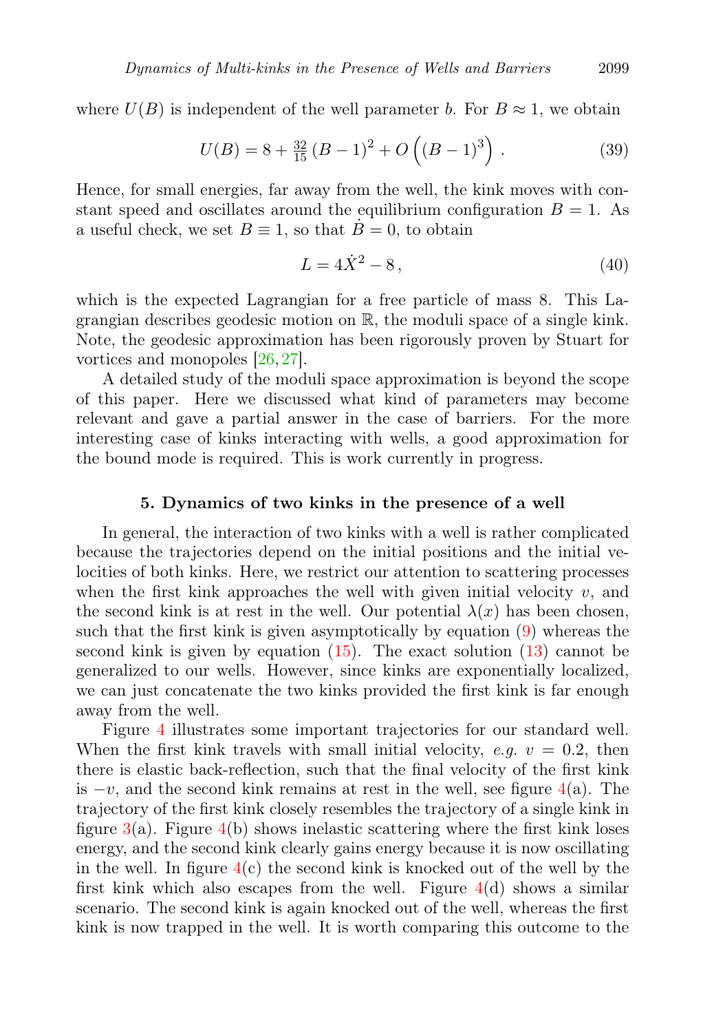where $U(B)$ is independent of the well parameter $b$. For $B \approx 1$, we obtain

$$U(B) = 8 + \tfrac{32}{15}\,(B-1)^2 + O\left((B-1)^3\right) . \tag{39}$$

Hence, for small energies, far away from the well, the kink moves with constant speed and oscillates around the equilibrium configuration $B = 1$. As a useful check, we set $B \equiv 1$, so that $\dot{B} = 0$, to obtain

$$L = 4\dot{X}^2 - 8\,, \tag{40}$$

which is the expected Lagrangian for a free particle of mass 8. This Lagrangian describes geodesic motion on $\mathbb{R}$, the moduli space of a single kink. Note, the geodesic approximation has been rigorously proven by Stuart for vortices and monopoles [26, 27].

A detailed study of the moduli space approximation is beyond the scope of this paper. Here we discussed what kind of parameters may become relevant and gave a partial answer in the case of barriers. For the more interesting case of kinks interacting with wells, a good approximation for the bound mode is required. This is work currently in progress.

## 5. Dynamics of two kinks in the presence of a well

In general, the interaction of two kinks with a well is rather complicated because the trajectories depend on the initial positions and the initial velocities of both kinks. Here, we restrict our attention to scattering processes when the first kink approaches the well with given initial velocity $v$, and the second kink is at rest in the well. Our potential $\lambda(x)$ has been chosen, such that the first kink is given asymptotically by equation (9) whereas the second kink is given by equation (15). The exact solution (13) cannot be generalized to our wells. However, since kinks are exponentially localized, we can just concatenate the two kinks provided the first kink is far enough away from the well.

Figure 4 illustrates some important trajectories for our standard well. When the first kink travels with small initial velocity, *e.g.* $v = 0.2$, then there is elastic back-reflection, such that the final velocity of the first kink is $-v$, and the second kink remains at rest in the well, see figure 4(a). The trajectory of the first kink closely resembles the trajectory of a single kink in figure 3(a). Figure 4(b) shows inelastic scattering where the first kink loses energy, and the second kink clearly gains energy because it is now oscillating in the well. In figure 4(c) the second kink is knocked out of the well by the first kink which also escapes from the well. Figure 4(d) shows a similar scenario. The second kink is again knocked out of the well, whereas the first kink is now trapped in the well. It is worth comparing this outcome to the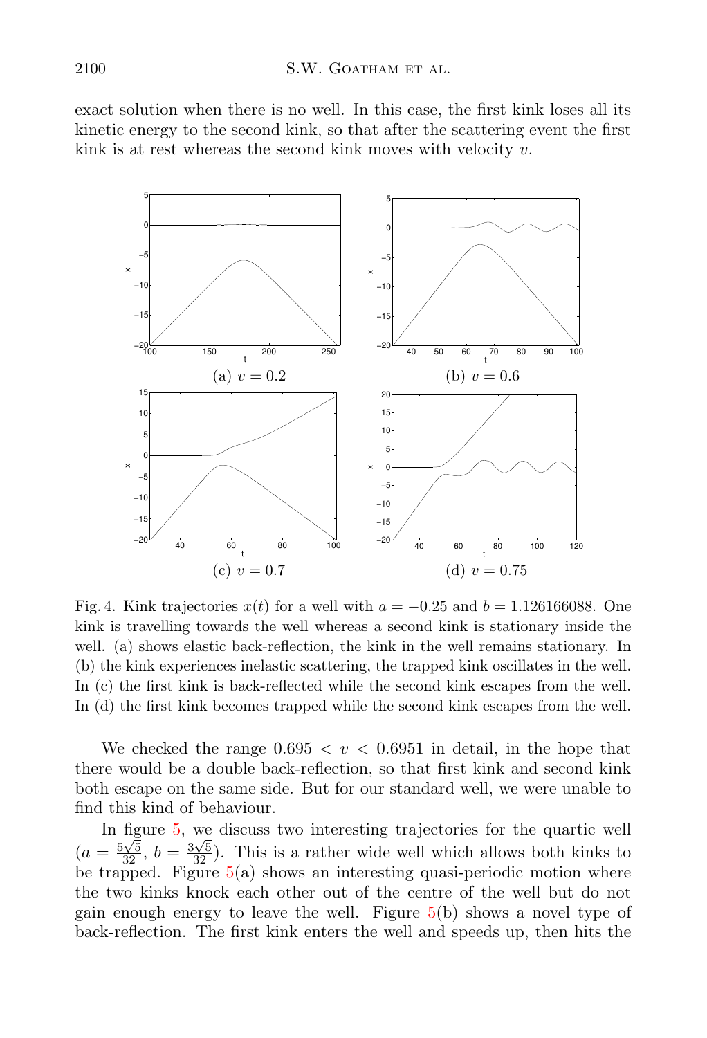exact solution when there is no well. In this case, the first kink loses all its kinetic energy to the second kink, so that after the scattering event the first kink is at rest whereas the second kink moves with velocity $v$.

(a) $v = 0.2$

(b) $v = 0.6$

(c) $v = 0.7$

(d) $v = 0.75$

Fig. 4. Kink trajectories $x(t)$ for a well with $a = -0.25$ and $b = 1.126166088$. One kink is travelling towards the well whereas a second kink is stationary inside the well. (a) shows elastic back-reflection, the kink in the well remains stationary. In (b) the kink experiences inelastic scattering, the trapped kink oscillates in the well. In (c) the first kink is back-reflected while the second kink escapes from the well. In (d) the first kink becomes trapped while the second kink escapes from the well.

We checked the range $0.695 < v < 0.6951$ in detail, in the hope that there would be a double back-reflection, so that first kink and second kink both escape on the same side. But for our standard well, we were unable to find this kind of behaviour.

In figure 5, we discuss two interesting trajectories for the quartic well ($a = \frac{5\sqrt{5}}{32}$, $b = \frac{3\sqrt{5}}{32}$). This is a rather wide well which allows both kinks to be trapped. Figure 5(a) shows an interesting quasi-periodic motion where the two kinks knock each other out of the centre of the well but do not gain enough energy to leave the well. Figure 5(b) shows a novel type of back-reflection. The first kink enters the well and speeds up, then hits the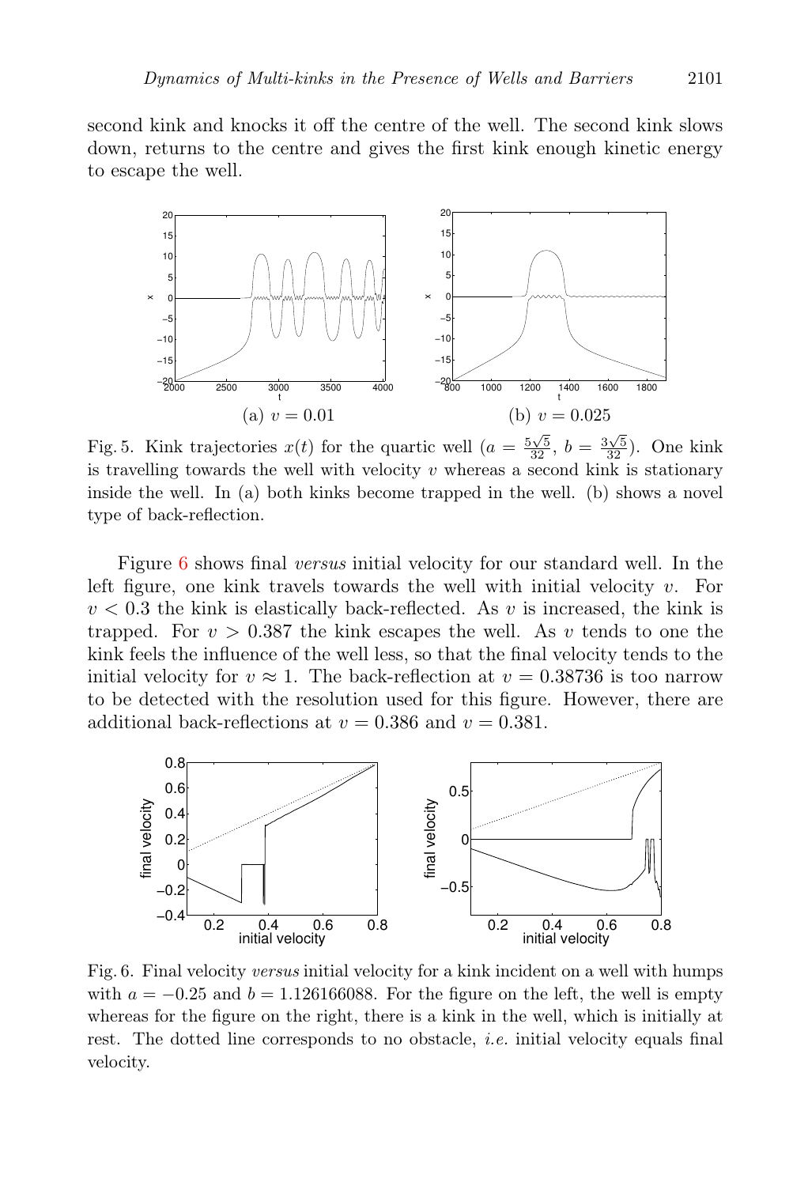second kink and knocks it off the centre of the well. The second kink slows down, returns to the centre and gives the first kink enough kinetic energy to escape the well.

(a) $v = 0.01$

(b) $v = 0.025$

Fig. 5. Kink trajectories $x(t)$ for the quartic well ($a = \frac{5\sqrt{5}}{32}$, $b = \frac{3\sqrt{5}}{32}$). One kink is travelling towards the well with velocity $v$ whereas a second kink is stationary inside the well. In (a) both kinks become trapped in the well. (b) shows a novel type of back-reflection.

Figure 6 shows final *versus* initial velocity for our standard well. In the left figure, one kink travels towards the well with initial velocity $v$. For $v < 0.3$ the kink is elastically back-reflected. As $v$ is increased, the kink is trapped. For $v > 0.387$ the kink escapes the well. As $v$ tends to one the kink feels the influence of the well less, so that the final velocity tends to the initial velocity for $v \approx 1$. The back-reflection at $v = 0.38736$ is too narrow to be detected with the resolution used for this figure. However, there are additional back-reflections at $v = 0.386$ and $v = 0.381$.

Fig. 6. Final velocity *versus* initial velocity for a kink incident on a well with humps with $a = -0.25$ and $b = 1.126166088$. For the figure on the left, the well is empty whereas for the figure on the right, there is a kink in the well, which is initially at rest. The dotted line corresponds to no obstacle, *i.e.* initial velocity equals final velocity.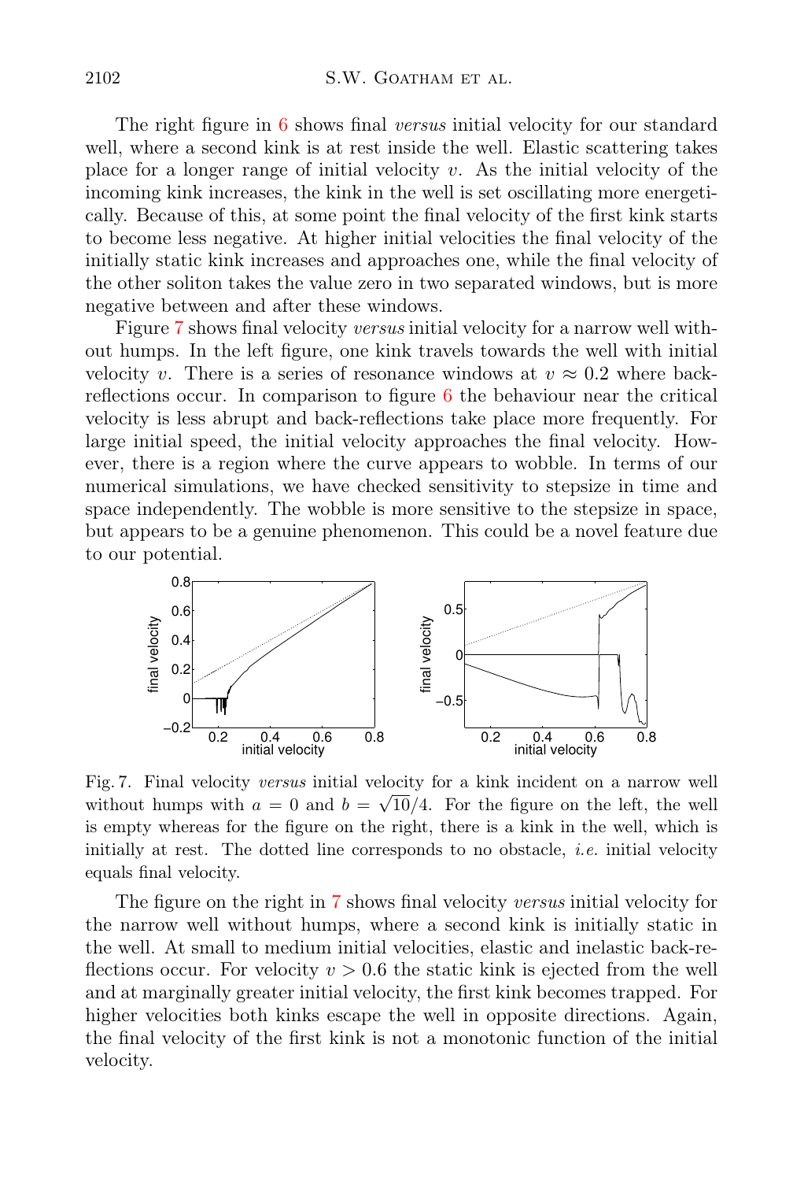The right figure in 6 shows final *versus* initial velocity for our standard well, where a second kink is at rest inside the well. Elastic scattering takes place for a longer range of initial velocity $v$. As the initial velocity of the incoming kink increases, the kink in the well is set oscillating more energetically. Because of this, at some point the final velocity of the first kink starts to become less negative. At higher initial velocities the final velocity of the initially static kink increases and approaches one, while the final velocity of the other soliton takes the value zero in two separated windows, but is more negative between and after these windows.

Figure 7 shows final velocity *versus* initial velocity for a narrow well without humps. In the left figure, one kink travels towards the well with initial velocity $v$. There is a series of resonance windows at $v \approx 0.2$ where back-reflections occur. In comparison to figure 6 the behaviour near the critical velocity is less abrupt and back-reflections take place more frequently. For large initial speed, the initial velocity approaches the final velocity. However, there is a region where the curve appears to wobble. In terms of our numerical simulations, we have checked sensitivity to stepsize in time and space independently. The wobble is more sensitive to the stepsize in space, but appears to be a genuine phenomenon. This could be a novel feature due to our potential.

Fig. 7. Final velocity *versus* initial velocity for a kink incident on a narrow well without humps with $a = 0$ and $b = \sqrt{10}/4$. For the figure on the left, the well is empty whereas for the figure on the right, there is a kink in the well, which is initially at rest. The dotted line corresponds to no obstacle, *i.e.* initial velocity equals final velocity.

The figure on the right in 7 shows final velocity *versus* initial velocity for the narrow well without humps, where a second kink is initially static in the well. At small to medium initial velocities, elastic and inelastic back-reflections occur. For velocity $v > 0.6$ the static kink is ejected from the well and at marginally greater initial velocity, the first kink becomes trapped. For higher velocities both kinks escape the well in opposite directions. Again, the final velocity of the first kink is not a monotonic function of the initial velocity.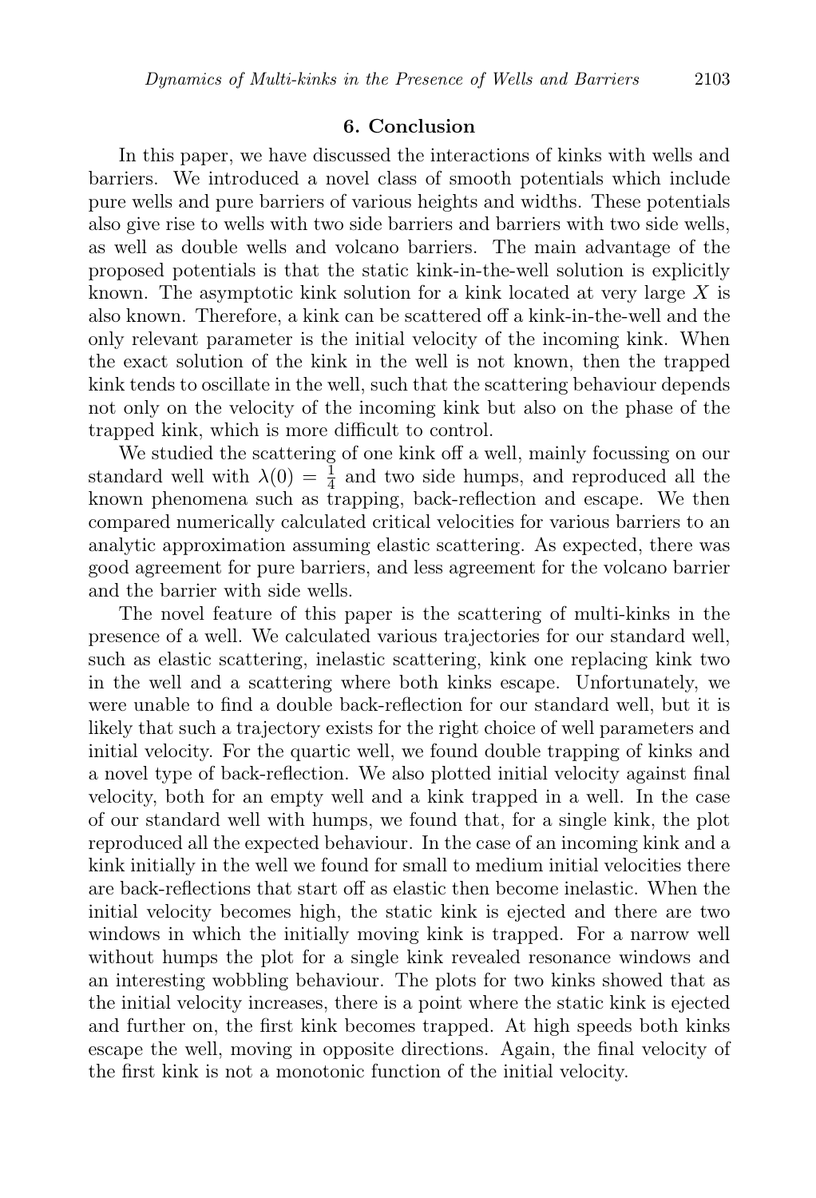## 6. Conclusion

In this paper, we have discussed the interactions of kinks with wells and barriers. We introduced a novel class of smooth potentials which include pure wells and pure barriers of various heights and widths. These potentials also give rise to wells with two side barriers and barriers with two side wells, as well as double wells and volcano barriers. The main advantage of the proposed potentials is that the static kink-in-the-well solution is explicitly known. The asymptotic kink solution for a kink located at very large $X$ is also known. Therefore, a kink can be scattered off a kink-in-the-well and the only relevant parameter is the initial velocity of the incoming kink. When the exact solution of the kink in the well is not known, then the trapped kink tends to oscillate in the well, such that the scattering behaviour depends not only on the velocity of the incoming kink but also on the phase of the trapped kink, which is more difficult to control.

We studied the scattering of one kink off a well, mainly focussing on our standard well with $\lambda(0) = \frac{1}{4}$ and two side humps, and reproduced all the known phenomena such as trapping, back-reflection and escape. We then compared numerically calculated critical velocities for various barriers to an analytic approximation assuming elastic scattering. As expected, there was good agreement for pure barriers, and less agreement for the volcano barrier and the barrier with side wells.

The novel feature of this paper is the scattering of multi-kinks in the presence of a well. We calculated various trajectories for our standard well, such as elastic scattering, inelastic scattering, kink one replacing kink two in the well and a scattering where both kinks escape. Unfortunately, we were unable to find a double back-reflection for our standard well, but it is likely that such a trajectory exists for the right choice of well parameters and initial velocity. For the quartic well, we found double trapping of kinks and a novel type of back-reflection. We also plotted initial velocity against final velocity, both for an empty well and a kink trapped in a well. In the case of our standard well with humps, we found that, for a single kink, the plot reproduced all the expected behaviour. In the case of an incoming kink and a kink initially in the well we found for small to medium initial velocities there are back-reflections that start off as elastic then become inelastic. When the initial velocity becomes high, the static kink is ejected and there are two windows in which the initially moving kink is trapped. For a narrow well without humps the plot for a single kink revealed resonance windows and an interesting wobbling behaviour. The plots for two kinks showed that as the initial velocity increases, there is a point where the static kink is ejected and further on, the first kink becomes trapped. At high speeds both kinks escape the well, moving in opposite directions. Again, the final velocity of the first kink is not a monotonic function of the initial velocity.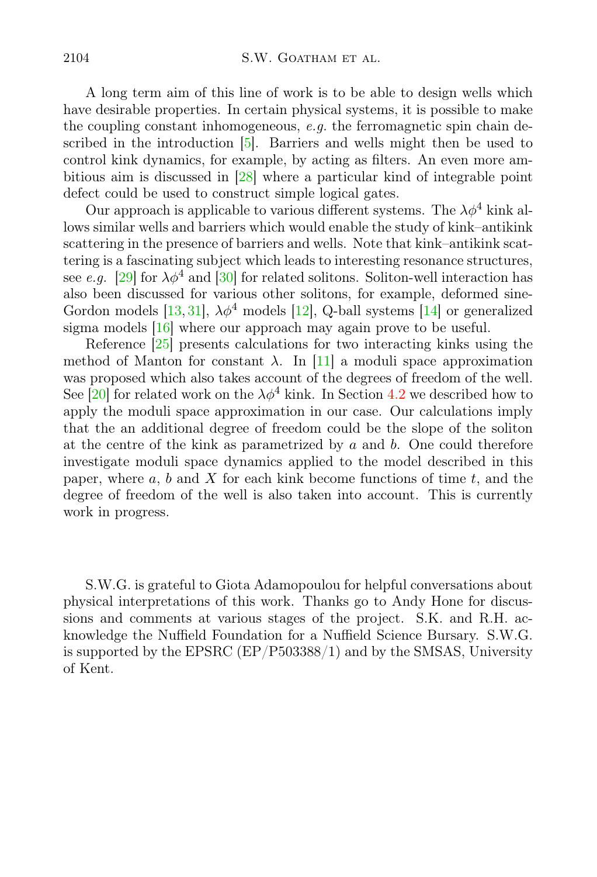A long term aim of this line of work is to be able to design wells which have desirable properties. In certain physical systems, it is possible to make the coupling constant inhomogeneous, *e.g.* the ferromagnetic spin chain described in the introduction [5]. Barriers and wells might then be used to control kink dynamics, for example, by acting as filters. An even more ambitious aim is discussed in [28] where a particular kind of integrable point defect could be used to construct simple logical gates.

Our approach is applicable to various different systems. The $\lambda\phi^4$ kink allows similar wells and barriers which would enable the study of kink–antikink scattering in the presence of barriers and wells. Note that kink–antikink scattering is a fascinating subject which leads to interesting resonance structures, see *e.g.* [29] for $\lambda\phi^4$ and [30] for related solitons. Soliton-well interaction has also been discussed for various other solitons, for example, deformed sine-Gordon models [13, 31], $\lambda\phi^4$ models [12], Q-ball systems [14] or generalized sigma models [16] where our approach may again prove to be useful.

Reference [25] presents calculations for two interacting kinks using the method of Manton for constant $\lambda$. In [11] a moduli space approximation was proposed which also takes account of the degrees of freedom of the well. See [20] for related work on the $\lambda\phi^4$ kink. In Section 4.2 we described how to apply the moduli space approximation in our case. Our calculations imply that the an additional degree of freedom could be the slope of the soliton at the centre of the kink as parametrized by $a$ and $b$. One could therefore investigate moduli space dynamics applied to the model described in this paper, where $a$, $b$ and $X$ for each kink become functions of time $t$, and the degree of freedom of the well is also taken into account. This is currently work in progress.

S.W.G. is grateful to Giota Adamopoulou for helpful conversations about physical interpretations of this work. Thanks go to Andy Hone for discussions and comments at various stages of the project. S.K. and R.H. acknowledge the Nuffield Foundation for a Nuffield Science Bursary. S.W.G. is supported by the EPSRC (EP/P503388/1) and by the SMSAS, University of Kent.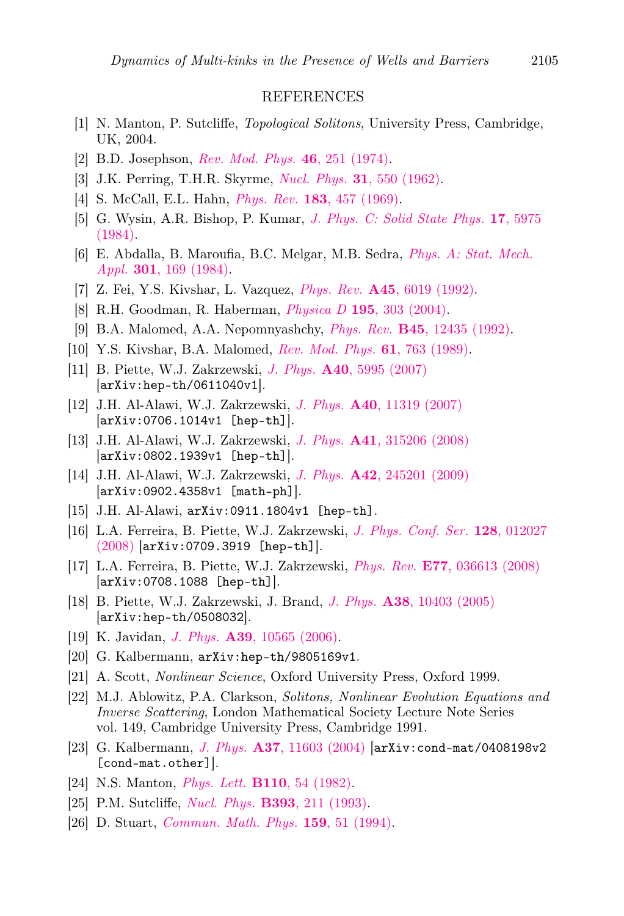## REFERENCES

[1] N. Manton, P. Sutcliffe, *Topological Solitons*, University Press, Cambridge, UK, 2004.

[2] B.D. Josephson, *Rev. Mod. Phys.* **46**, 251 (1974).

[3] J.K. Perring, T.H.R. Skyrme, *Nucl. Phys.* **31**, 550 (1962).

[4] S. McCall, E.L. Hahn, *Phys. Rev.* **183**, 457 (1969).

[5] G. Wysin, A.R. Bishop, P. Kumar, *J. Phys. C: Solid State Phys.* **17**, 5975 (1984).

[6] E. Abdalla, B. Maroufia, B.C. Melgar, M.B. Sedra, *Phys. A: Stat. Mech. Appl.* **301**, 169 (1984).

[7] Z. Fei, Y.S. Kivshar, L. Vazquez, *Phys. Rev.* **A45**, 6019 (1992).

[8] R.H. Goodman, R. Haberman, *Physica D* **195**, 303 (2004).

[9] B.A. Malomed, A.A. Nepomnyashchy, *Phys. Rev.* **B45**, 12435 (1992).

[10] Y.S. Kivshar, B.A. Malomed, *Rev. Mod. Phys.* **61**, 763 (1989).

[11] B. Piette, W.J. Zakrzewski, *J. Phys.* **A40**, 5995 (2007) [arXiv:hep-th/0611040v1].

[12] J.H. Al-Alawi, W.J. Zakrzewski, *J. Phys.* **A40**, 11319 (2007) [arXiv:0706.1014v1 [hep-th]].

[13] J.H. Al-Alawi, W.J. Zakrzewski, *J. Phys.* **A41**, 315206 (2008) [arXiv:0802.1939v1 [hep-th]].

[14] J.H. Al-Alawi, W.J. Zakrzewski, *J. Phys.* **A42**, 245201 (2009) [arXiv:0902.4358v1 [math-ph]].

[15] J.H. Al-Alawi, arXiv:0911.1804v1 [hep-th].

[16] L.A. Ferreira, B. Piette, W.J. Zakrzewski, *J. Phys. Conf. Ser.* **128**, 012027 (2008) [arXiv:0709.3919 [hep-th]].

[17] L.A. Ferreira, B. Piette, W.J. Zakrzewski, *Phys. Rev.* **E77**, 036613 (2008) [arXiv:0708.1088 [hep-th]].

[18] B. Piette, W.J. Zakrzewski, J. Brand, *J. Phys.* **A38**, 10403 (2005) [arXiv:hep-th/0508032].

[19] K. Javidan, *J. Phys.* **A39**, 10565 (2006).

[20] G. Kalbermann, arXiv:hep-th/9805169v1.

[21] A. Scott, *Nonlinear Science*, Oxford University Press, Oxford 1999.

[22] M.J. Ablowitz, P.A. Clarkson, *Solitons, Nonlinear Evolution Equations and Inverse Scattering*, London Mathematical Society Lecture Note Series vol. 149, Cambridge University Press, Cambridge 1991.

[23] G. Kalbermann, *J. Phys.* **A37**, 11603 (2004) [arXiv:cond-mat/0408198v2 [cond-mat.other]].

[24] N.S. Manton, *Phys. Lett.* **B110**, 54 (1982).

[25] P.M. Sutcliffe, *Nucl. Phys.* **B393**, 211 (1993).

[26] D. Stuart, *Commun. Math. Phys.* **159**, 51 (1994).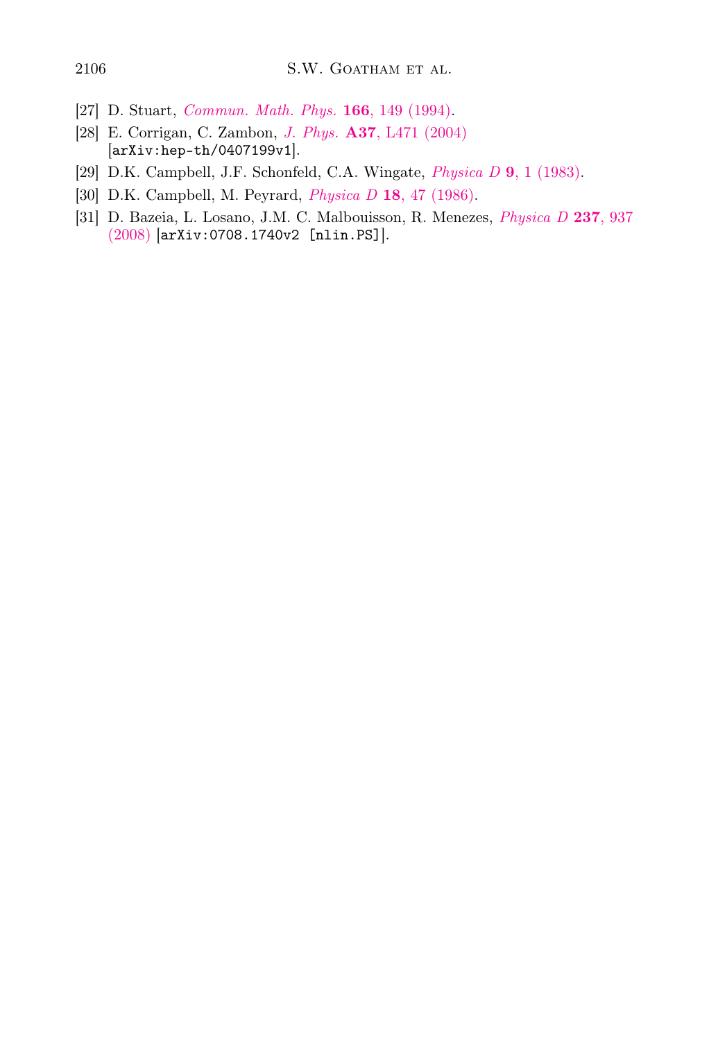[27] D. Stuart, *Commun. Math. Phys.* **166**, 149 (1994).

[28] E. Corrigan, C. Zambon, *J. Phys.* **A37**, L471 (2004) [arXiv:hep-th/0407199v1].

[29] D.K. Campbell, J.F. Schonfeld, C.A. Wingate, *Physica D* **9**, 1 (1983).

[30] D.K. Campbell, M. Peyrard, *Physica D* **18**, 47 (1986).

[31] D. Bazeia, L. Losano, J.M. C. Malbouisson, R. Menezes, *Physica D* **237**, 937 (2008) [arXiv:0708.1740v2 [nlin.PS]].